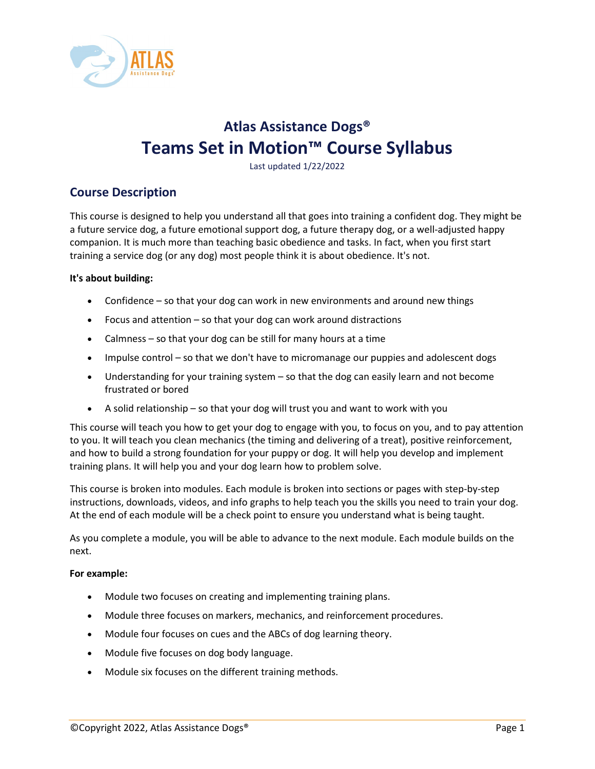# Atlas Assistance Dogs®

# Teams Set in Motion™ Course Syllabus

Last updated 1/22/2022

## Course Description

This course is designed to help you understand all that goes into training a confident dog. They might be a future service dog, a future emotional support dog, a future therapy dog, or a well-adjusted happy companion. It is much more than teaching basic obedience and tasks. In fact, when you first start training a service dog (or any dog) most people think it is about obedience. It's not.

**It's about building:**

- Confidence – so that your dog can work in new environments and around new things
- Focus and attention – so that your dog can work around distractions
- Calmness – so that your dog can be still for many hours at a time
- Impulse control – so that we don't have to micromanage our puppies and adolescent dogs
- Understanding for your training system – so that the dog can easily learn and not become frustrated or bored
- A solid relationship – so that your dog will trust you and want to work with you

This course will teach you how to get your dog to engage with you, to focus on you, and to pay attention to you. It will teach you clean mechanics (the timing and delivering of a treat), positive reinforcement, and how to build a strong foundation for your puppy or dog. It will help you develop and implement training plans. It will help you and your dog learn how to problem solve.

This course is broken into modules. Each module is broken into sections or pages with step-by-step instructions, downloads, videos, and info graphs to help teach you the skills you need to train your dog. At the end of each module will be a check point to ensure you understand what is being taught.

As you complete a module, you will be able to advance to the next module. Each module builds on the next.

**For example:**

- Module two focuses on creating and implementing training plans.
- Module three focuses on markers, mechanics, and reinforcement procedures.
- Module four focuses on cues and the ABCs of dog learning theory.
- Module five focuses on dog body language.
- Module six focuses on the different training methods.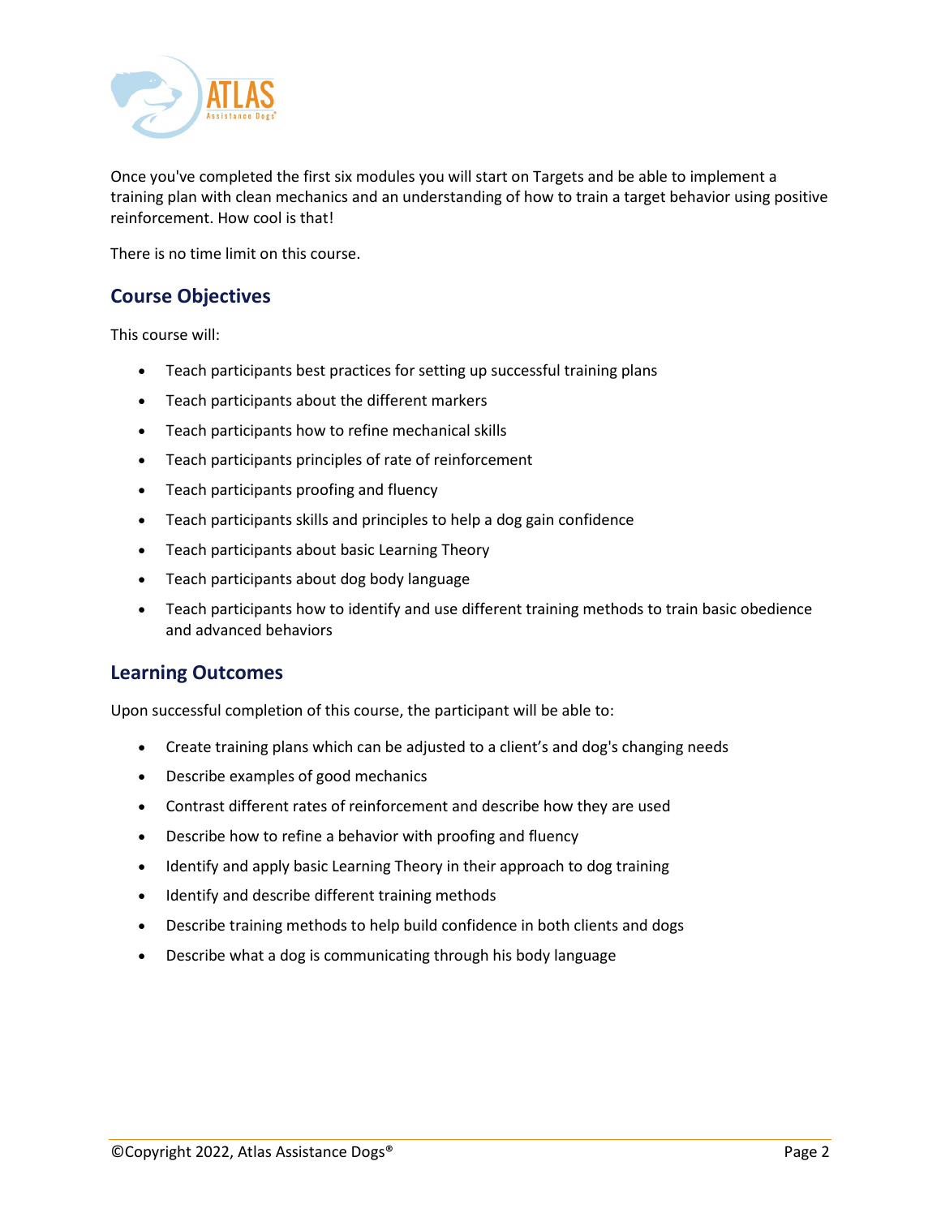Once you've completed the first six modules you will start on Targets and be able to implement a training plan with clean mechanics and an understanding of how to train a target behavior using positive reinforcement. How cool is that!

There is no time limit on this course.

## Course Objectives

This course will:

- Teach participants best practices for setting up successful training plans
- Teach participants about the different markers
- Teach participants how to refine mechanical skills
- Teach participants principles of rate of reinforcement
- Teach participants proofing and fluency
- Teach participants skills and principles to help a dog gain confidence
- Teach participants about basic Learning Theory
- Teach participants about dog body language
- Teach participants how to identify and use different training methods to train basic obedience and advanced behaviors

## Learning Outcomes

Upon successful completion of this course, the participant will be able to:

- Create training plans which can be adjusted to a client's and dog's changing needs
- Describe examples of good mechanics
- Contrast different rates of reinforcement and describe how they are used
- Describe how to refine a behavior with proofing and fluency
- Identify and apply basic Learning Theory in their approach to dog training
- Identify and describe different training methods
- Describe training methods to help build confidence in both clients and dogs
- Describe what a dog is communicating through his body language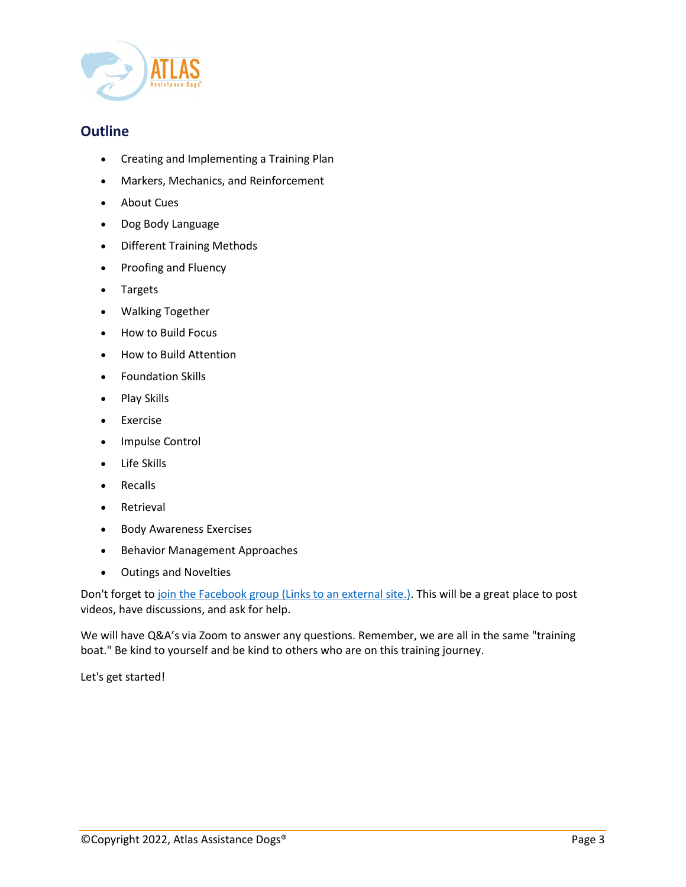## Outline

- Creating and Implementing a Training Plan
- Markers, Mechanics, and Reinforcement
- About Cues
- Dog Body Language
- Different Training Methods
- Proofing and Fluency
- Targets
- Walking Together
- How to Build Focus
- How to Build Attention
- Foundation Skills
- Play Skills
- Exercise
- Impulse Control
- Life Skills
- Recalls
- Retrieval
- Body Awareness Exercises
- Behavior Management Approaches
- Outings and Novelties

Don't forget to join the Facebook group (Links to an external site.). This will be a great place to post videos, have discussions, and ask for help.

We will have Q&A's via Zoom to answer any questions. Remember, we are all in the same "training boat." Be kind to yourself and be kind to others who are on this training journey.

Let's get started!